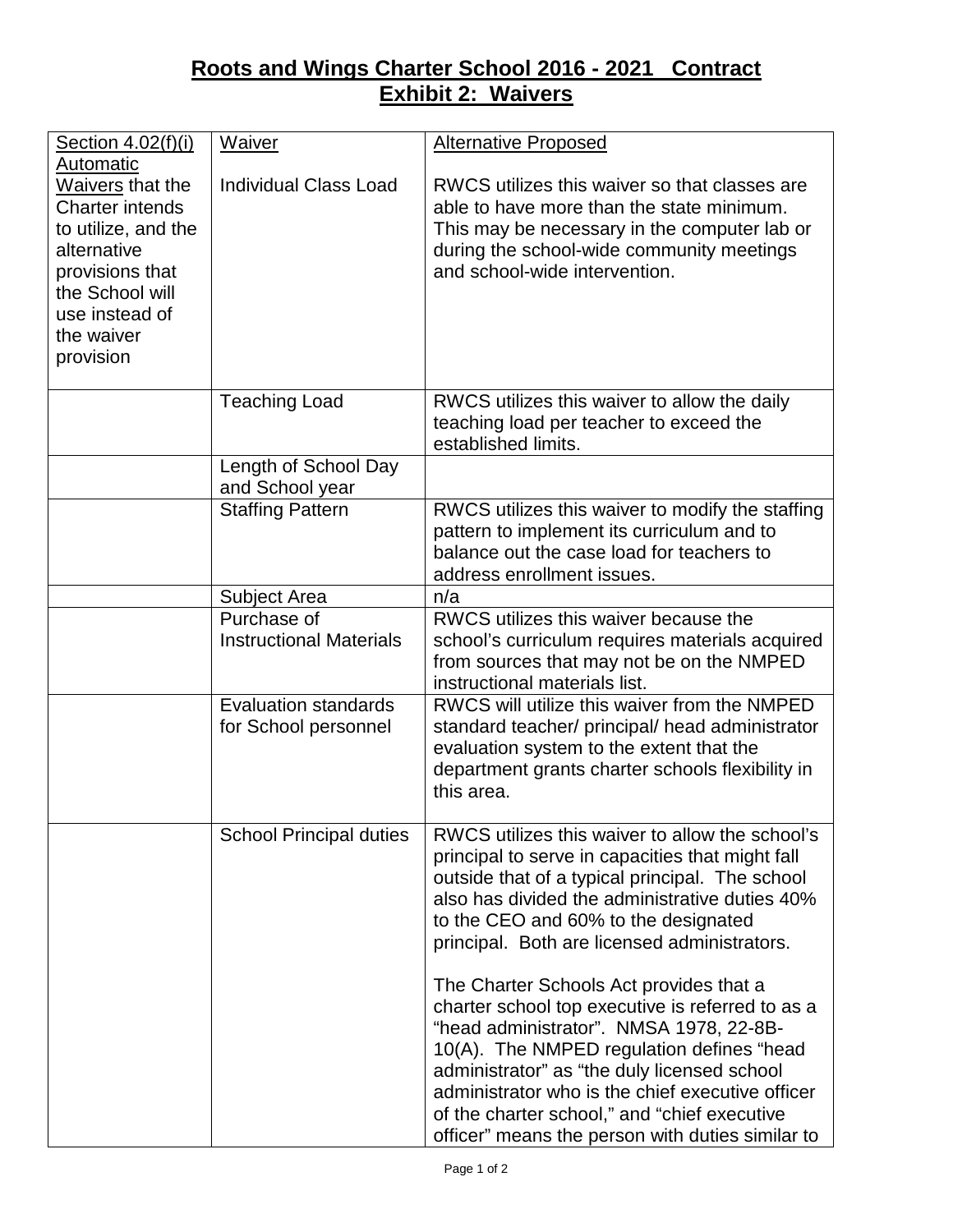# Roots and Wings Charter School 2016 - 2021 Contract
## Exhibit 2: Waivers

| Section 4.02(f)(i) Automatic Waivers that the Charter intends to utilize, and the alternative provisions that the School will use instead of the waiver provision | Waiver | Alternative Proposed |
|---|---|---|
| | Individual Class Load | RWCS utilizes this waiver so that classes are able to have more than the state minimum. This may be necessary in the computer lab or during the school-wide community meetings and school-wide intervention. |
| | Teaching Load | RWCS utilizes this waiver to allow the daily teaching load per teacher to exceed the established limits. |
| | Length of School Day and School year | |
| | Staffing Pattern | RWCS utilizes this waiver to modify the staffing pattern to implement its curriculum and to balance out the case load for teachers to address enrollment issues. |
| | Subject Area | n/a |
| | Purchase of Instructional Materials | RWCS utilizes this waiver because the school's curriculum requires materials acquired from sources that may not be on the NMPED instructional materials list. |
| | Evaluation standards for School personnel | RWCS will utilize this waiver from the NMPED standard teacher/ principal/ head administrator evaluation system to the extent that the department grants charter schools flexibility in this area. |
| | School Principal duties | RWCS utilizes this waiver to allow the school's principal to serve in capacities that might fall outside that of a typical principal. The school also has divided the administrative duties 40% to the CEO and 60% to the designated principal. Both are licensed administrators.<br><br>The Charter Schools Act provides that a charter school top executive is referred to as a "head administrator". NMSA 1978, 22-8B-10(A). The NMPED regulation defines "head administrator" as "the duly licensed school administrator who is the chief executive officer of the charter school," and "chief executive officer" means the person with duties similar to |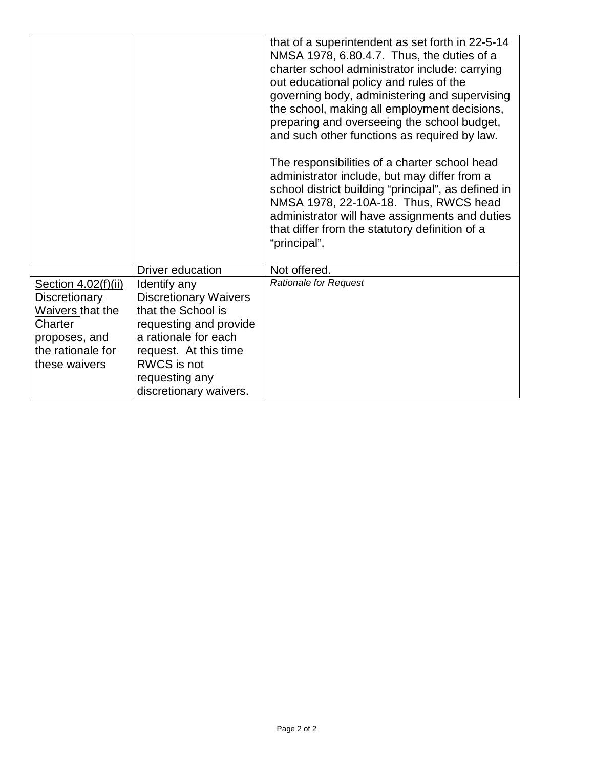| | | |
|---|---|---|
| | | that of a superintendent as set forth in 22-5-14 NMSA 1978, 6.80.4.7. Thus, the duties of a charter school administrator include: carrying out educational policy and rules of the governing body, administering and supervising the school, making all employment decisions, preparing and overseeing the school budget, and such other functions as required by law.<br><br>The responsibilities of a charter school head administrator include, but may differ from a school district building "principal", as defined in NMSA 1978, 22-10A-18. Thus, RWCS head administrator will have assignments and duties that differ from the statutory definition of a "principal". |
| | Driver education | Not offered. |
| <u>Section 4.02(f)(ii)</u> <u>Discretionary Waivers</u> that the Charter proposes, and the rationale for these waivers | Identify any Discretionary Waivers that the School is requesting and provide a rationale for each request. At this time RWCS is not requesting any discretionary waivers. | *Rationale for Request* |